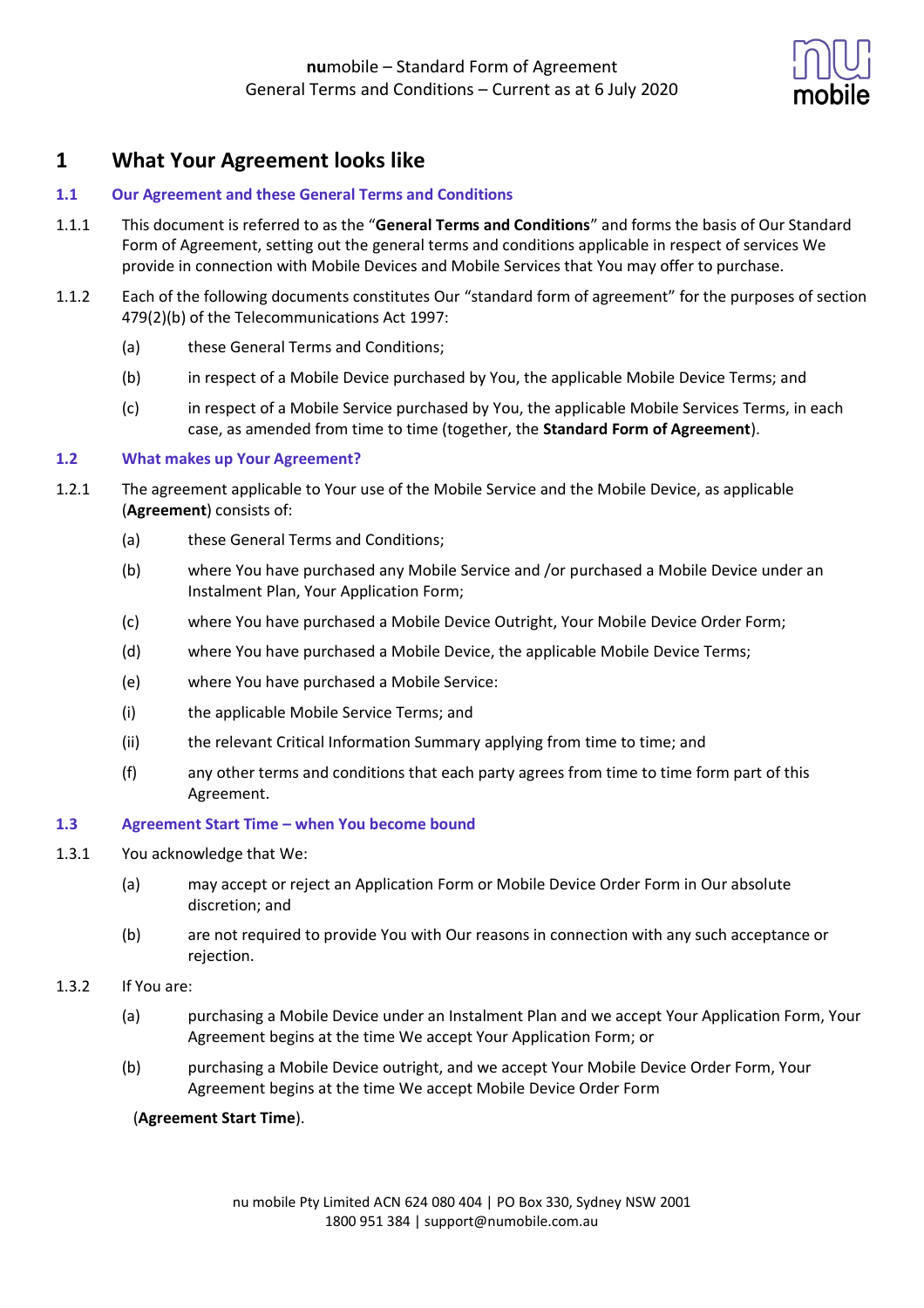# 1 What Your Agreement looks like

## 1.1 Our Agreement and these General Terms and Conditions

1.1.1 This document is referred to as the "**General Terms and Conditions**" and forms the basis of Our Standard Form of Agreement, setting out the general terms and conditions applicable in respect of services We provide in connection with Mobile Devices and Mobile Services that You may offer to purchase.

1.1.2 Each of the following documents constitutes Our "standard form of agreement" for the purposes of section 479(2)(b) of the Telecommunications Act 1997:

(a) these General Terms and Conditions;

(b) in respect of a Mobile Device purchased by You, the applicable Mobile Device Terms; and

(c) in respect of a Mobile Service purchased by You, the applicable Mobile Services Terms, in each case, as amended from time to time (together, the **Standard Form of Agreement**).

## 1.2 What makes up Your Agreement?

1.2.1 The agreement applicable to Your use of the Mobile Service and the Mobile Device, as applicable (**Agreement**) consists of:

(a) these General Terms and Conditions;

(b) where You have purchased any Mobile Service and /or purchased a Mobile Device under an Instalment Plan, Your Application Form;

(c) where You have purchased a Mobile Device Outright, Your Mobile Device Order Form;

(d) where You have purchased a Mobile Device, the applicable Mobile Device Terms;

(e) where You have purchased a Mobile Service:

(i) the applicable Mobile Service Terms; and

(ii) the relevant Critical Information Summary applying from time to time; and

(f) any other terms and conditions that each party agrees from time to time form part of this Agreement.

## 1.3 Agreement Start Time – when You become bound

1.3.1 You acknowledge that We:

(a) may accept or reject an Application Form or Mobile Device Order Form in Our absolute discretion; and

(b) are not required to provide You with Our reasons in connection with any such acceptance or rejection.

1.3.2 If You are:

(a) purchasing a Mobile Device under an Instalment Plan and we accept Your Application Form, Your Agreement begins at the time We accept Your Application Form; or

(b) purchasing a Mobile Device outright, and we accept Your Mobile Device Order Form, Your Agreement begins at the time We accept Mobile Device Order Form

(**Agreement Start Time**).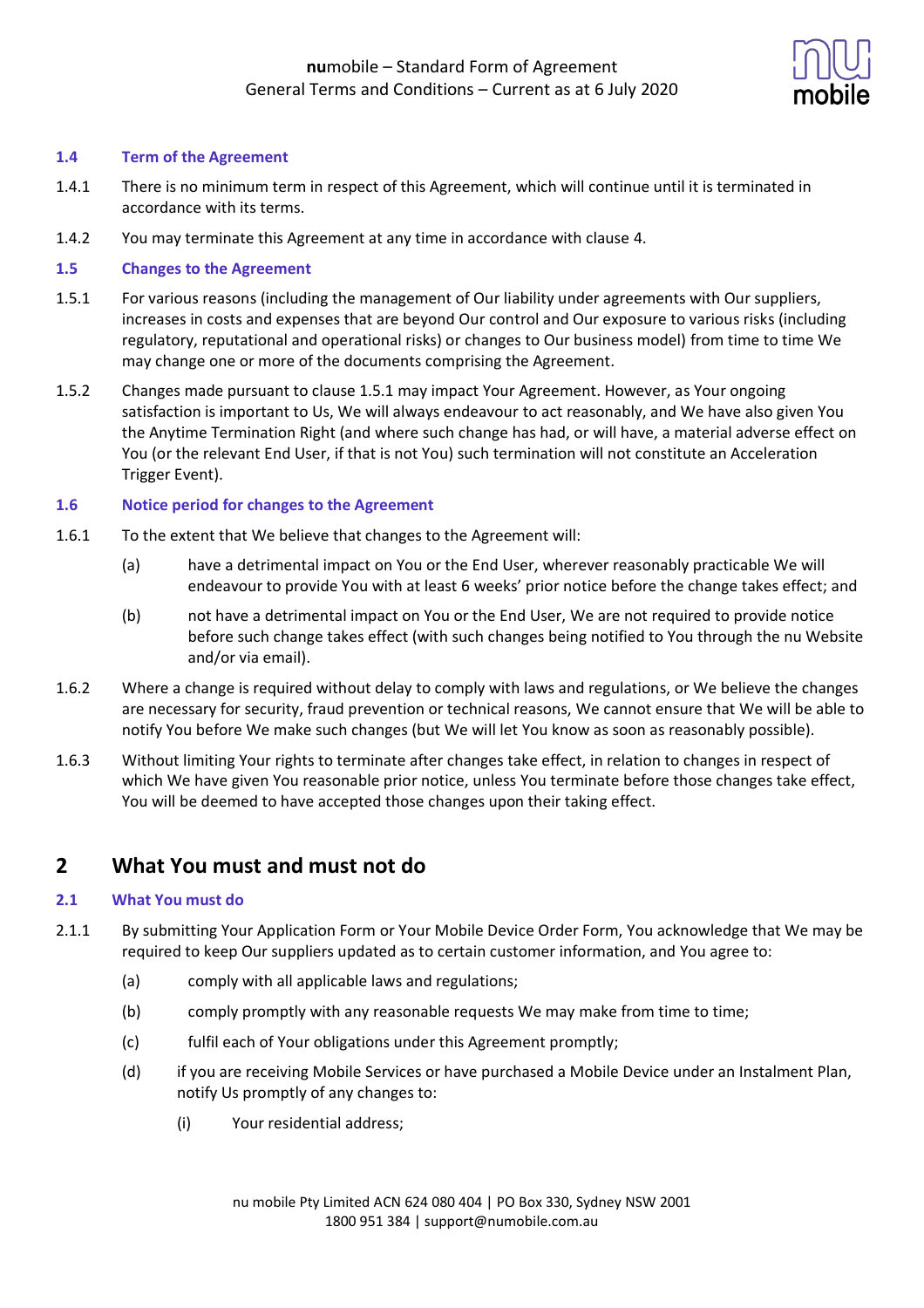### 1.4 Term of the Agreement

1.4.1 There is no minimum term in respect of this Agreement, which will continue until it is terminated in accordance with its terms.

1.4.2 You may terminate this Agreement at any time in accordance with clause 4.

### 1.5 Changes to the Agreement

1.5.1 For various reasons (including the management of Our liability under agreements with Our suppliers, increases in costs and expenses that are beyond Our control and Our exposure to various risks (including regulatory, reputational and operational risks) or changes to Our business model) from time to time We may change one or more of the documents comprising the Agreement.

1.5.2 Changes made pursuant to clause 1.5.1 may impact Your Agreement. However, as Your ongoing satisfaction is important to Us, We will always endeavour to act reasonably, and We have also given You the Anytime Termination Right (and where such change has had, or will have, a material adverse effect on You (or the relevant End User, if that is not You) such termination will not constitute an Acceleration Trigger Event).

### 1.6 Notice period for changes to the Agreement

1.6.1 To the extent that We believe that changes to the Agreement will:

(a) have a detrimental impact on You or the End User, wherever reasonably practicable We will endeavour to provide You with at least 6 weeks' prior notice before the change takes effect; and

(b) not have a detrimental impact on You or the End User, We are not required to provide notice before such change takes effect (with such changes being notified to You through the nu Website and/or via email).

1.6.2 Where a change is required without delay to comply with laws and regulations, or We believe the changes are necessary for security, fraud prevention or technical reasons, We cannot ensure that We will be able to notify You before We make such changes (but We will let You know as soon as reasonably possible).

1.6.3 Without limiting Your rights to terminate after changes take effect, in relation to changes in respect of which We have given You reasonable prior notice, unless You terminate before those changes take effect, You will be deemed to have accepted those changes upon their taking effect.

## 2 What You must and must not do

### 2.1 What You must do

2.1.1 By submitting Your Application Form or Your Mobile Device Order Form, You acknowledge that We may be required to keep Our suppliers updated as to certain customer information, and You agree to:

(a) comply with all applicable laws and regulations;

(b) comply promptly with any reasonable requests We may make from time to time;

(c) fulfil each of Your obligations under this Agreement promptly;

(d) if you are receiving Mobile Services or have purchased a Mobile Device under an Instalment Plan, notify Us promptly of any changes to:

(i) Your residential address;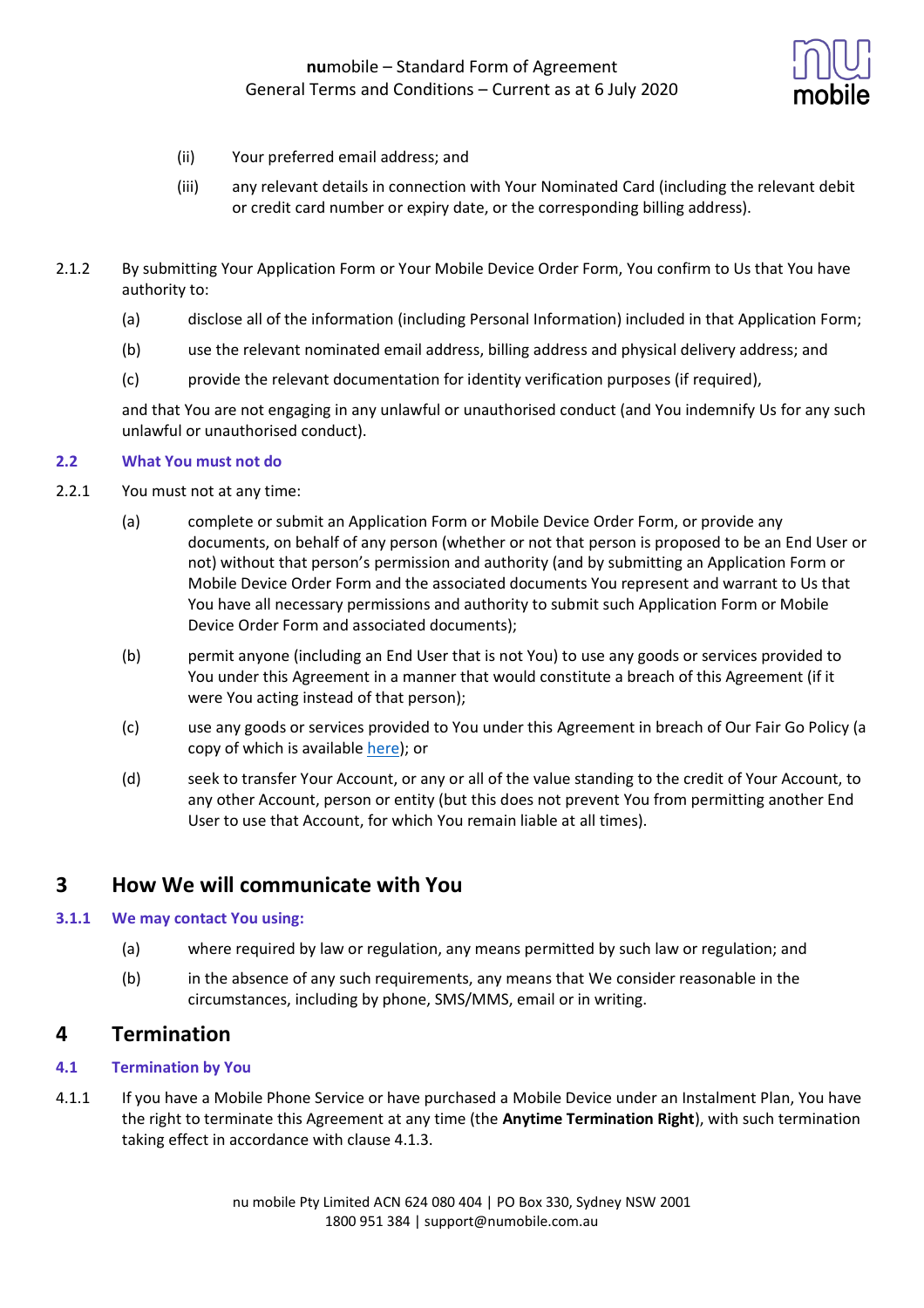(ii) Your preferred email address; and

(iii) any relevant details in connection with Your Nominated Card (including the relevant debit or credit card number or expiry date, or the corresponding billing address).

2.1.2 By submitting Your Application Form or Your Mobile Device Order Form, You confirm to Us that You have authority to:

(a) disclose all of the information (including Personal Information) included in that Application Form;

(b) use the relevant nominated email address, billing address and physical delivery address; and

(c) provide the relevant documentation for identity verification purposes (if required),

and that You are not engaging in any unlawful or unauthorised conduct (and You indemnify Us for any such unlawful or unauthorised conduct).

### 2.2 What You must not do

2.2.1 You must not at any time:

(a) complete or submit an Application Form or Mobile Device Order Form, or provide any documents, on behalf of any person (whether or not that person is proposed to be an End User or not) without that person's permission and authority (and by submitting an Application Form or Mobile Device Order Form and the associated documents You represent and warrant to Us that You have all necessary permissions and authority to submit such Application Form or Mobile Device Order Form and associated documents);

(b) permit anyone (including an End User that is not You) to use any goods or services provided to You under this Agreement in a manner that would constitute a breach of this Agreement (if it were You acting instead of that person);

(c) use any goods or services provided to You under this Agreement in breach of Our Fair Go Policy (a copy of which is available here); or

(d) seek to transfer Your Account, or any or all of the value standing to the credit of Your Account, to any other Account, person or entity (but this does not prevent You from permitting another End User to use that Account, for which You remain liable at all times).

## 3 How We will communicate with You

### 3.1.1 We may contact You using:

(a) where required by law or regulation, any means permitted by such law or regulation; and

(b) in the absence of any such requirements, any means that We consider reasonable in the circumstances, including by phone, SMS/MMS, email or in writing.

## 4 Termination

### 4.1 Termination by You

4.1.1 If you have a Mobile Phone Service or have purchased a Mobile Device under an Instalment Plan, You have the right to terminate this Agreement at any time (the **Anytime Termination Right**), with such termination taking effect in accordance with clause 4.1.3.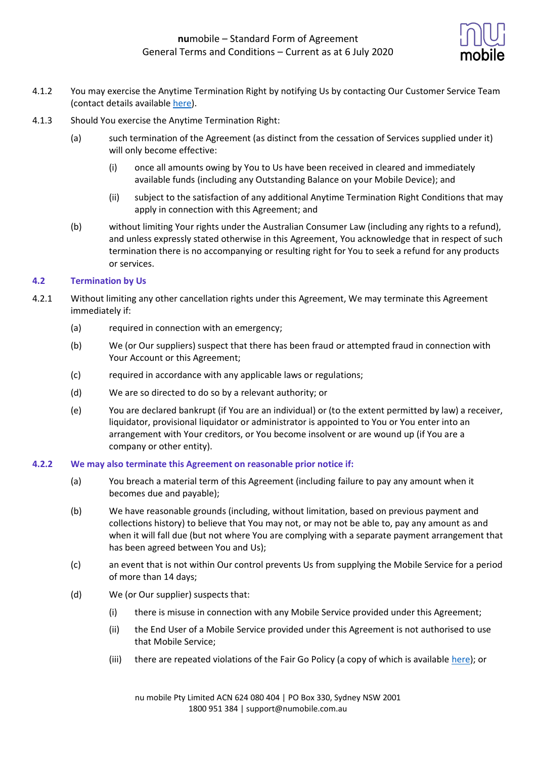4.1.2 You may exercise the Anytime Termination Right by notifying Us by contacting Our Customer Service Team (contact details available here).

4.1.3 Should You exercise the Anytime Termination Right:

(a) such termination of the Agreement (as distinct from the cessation of Services supplied under it) will only become effective:

(i) once all amounts owing by You to Us have been received in cleared and immediately available funds (including any Outstanding Balance on your Mobile Device); and

(ii) subject to the satisfaction of any additional Anytime Termination Right Conditions that may apply in connection with this Agreement; and

(b) without limiting Your rights under the Australian Consumer Law (including any rights to a refund), and unless expressly stated otherwise in this Agreement, You acknowledge that in respect of such termination there is no accompanying or resulting right for You to seek a refund for any products or services.

### 4.2 Termination by Us

4.2.1 Without limiting any other cancellation rights under this Agreement, We may terminate this Agreement immediately if:

(a) required in connection with an emergency;

(b) We (or Our suppliers) suspect that there has been fraud or attempted fraud in connection with Your Account or this Agreement;

(c) required in accordance with any applicable laws or regulations;

(d) We are so directed to do so by a relevant authority; or

(e) You are declared bankrupt (if You are an individual) or (to the extent permitted by law) a receiver, liquidator, provisional liquidator or administrator is appointed to You or You enter into an arrangement with Your creditors, or You become insolvent or are wound up (if You are a company or other entity).

**4.2.2 We may also terminate this Agreement on reasonable prior notice if:**

(a) You breach a material term of this Agreement (including failure to pay any amount when it becomes due and payable);

(b) We have reasonable grounds (including, without limitation, based on previous payment and collections history) to believe that You may not, or may not be able to, pay any amount as and when it will fall due (but not where You are complying with a separate payment arrangement that has been agreed between You and Us);

(c) an event that is not within Our control prevents Us from supplying the Mobile Service for a period of more than 14 days;

(d) We (or Our supplier) suspects that:

(i) there is misuse in connection with any Mobile Service provided under this Agreement;

(ii) the End User of a Mobile Service provided under this Agreement is not authorised to use that Mobile Service;

(iii) there are repeated violations of the Fair Go Policy (a copy of which is available here); or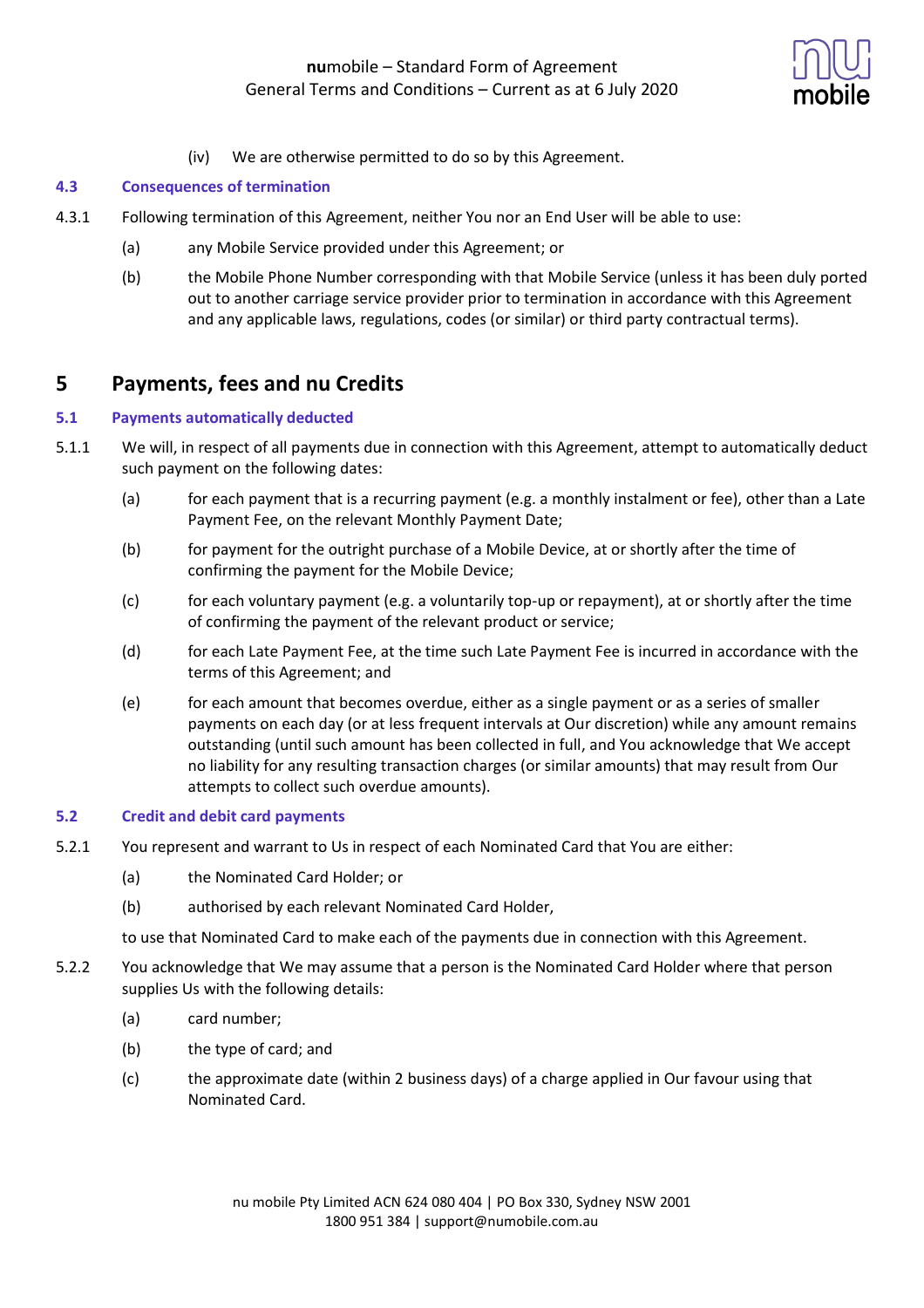(iv) We are otherwise permitted to do so by this Agreement.

### 4.3 Consequences of termination

4.3.1 Following termination of this Agreement, neither You nor an End User will be able to use:

(a) any Mobile Service provided under this Agreement; or

(b) the Mobile Phone Number corresponding with that Mobile Service (unless it has been duly ported out to another carriage service provider prior to termination in accordance with this Agreement and any applicable laws, regulations, codes (or similar) or third party contractual terms).

## 5 Payments, fees and nu Credits

### 5.1 Payments automatically deducted

5.1.1 We will, in respect of all payments due in connection with this Agreement, attempt to automatically deduct such payment on the following dates:

(a) for each payment that is a recurring payment (e.g. a monthly instalment or fee), other than a Late Payment Fee, on the relevant Monthly Payment Date;

(b) for payment for the outright purchase of a Mobile Device, at or shortly after the time of confirming the payment for the Mobile Device;

(c) for each voluntary payment (e.g. a voluntarily top-up or repayment), at or shortly after the time of confirming the payment of the relevant product or service;

(d) for each Late Payment Fee, at the time such Late Payment Fee is incurred in accordance with the terms of this Agreement; and

(e) for each amount that becomes overdue, either as a single payment or as a series of smaller payments on each day (or at less frequent intervals at Our discretion) while any amount remains outstanding (until such amount has been collected in full, and You acknowledge that We accept no liability for any resulting transaction charges (or similar amounts) that may result from Our attempts to collect such overdue amounts).

### 5.2 Credit and debit card payments

5.2.1 You represent and warrant to Us in respect of each Nominated Card that You are either:

(a) the Nominated Card Holder; or

(b) authorised by each relevant Nominated Card Holder,

to use that Nominated Card to make each of the payments due in connection with this Agreement.

5.2.2 You acknowledge that We may assume that a person is the Nominated Card Holder where that person supplies Us with the following details:

(a) card number;

(b) the type of card; and

(c) the approximate date (within 2 business days) of a charge applied in Our favour using that Nominated Card.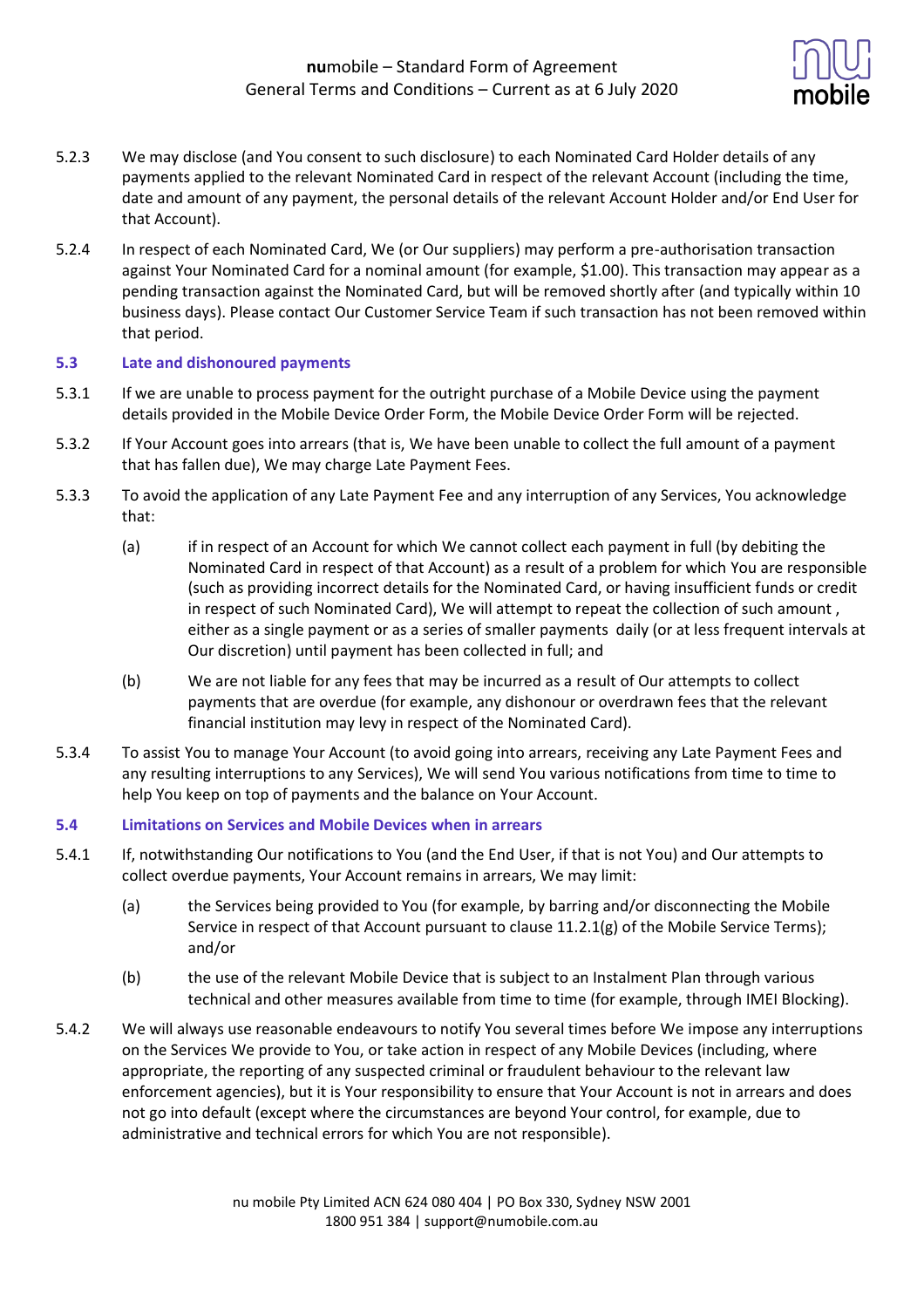5.2.3 We may disclose (and You consent to such disclosure) to each Nominated Card Holder details of any payments applied to the relevant Nominated Card in respect of the relevant Account (including the time, date and amount of any payment, the personal details of the relevant Account Holder and/or End User for that Account).

5.2.4 In respect of each Nominated Card, We (or Our suppliers) may perform a pre-authorisation transaction against Your Nominated Card for a nominal amount (for example, $1.00). This transaction may appear as a pending transaction against the Nominated Card, but will be removed shortly after (and typically within 10 business days). Please contact Our Customer Service Team if such transaction has not been removed within that period.

### 5.3 Late and dishonoured payments

5.3.1 If we are unable to process payment for the outright purchase of a Mobile Device using the payment details provided in the Mobile Device Order Form, the Mobile Device Order Form will be rejected.

5.3.2 If Your Account goes into arrears (that is, We have been unable to collect the full amount of a payment that has fallen due), We may charge Late Payment Fees.

5.3.3 To avoid the application of any Late Payment Fee and any interruption of any Services, You acknowledge that:

(a) if in respect of an Account for which We cannot collect each payment in full (by debiting the Nominated Card in respect of that Account) as a result of a problem for which You are responsible (such as providing incorrect details for the Nominated Card, or having insufficient funds or credit in respect of such Nominated Card), We will attempt to repeat the collection of such amount , either as a single payment or as a series of smaller payments daily (or at less frequent intervals at Our discretion) until payment has been collected in full; and

(b) We are not liable for any fees that may be incurred as a result of Our attempts to collect payments that are overdue (for example, any dishonour or overdrawn fees that the relevant financial institution may levy in respect of the Nominated Card).

5.3.4 To assist You to manage Your Account (to avoid going into arrears, receiving any Late Payment Fees and any resulting interruptions to any Services), We will send You various notifications from time to time to help You keep on top of payments and the balance on Your Account.

### 5.4 Limitations on Services and Mobile Devices when in arrears

5.4.1 If, notwithstanding Our notifications to You (and the End User, if that is not You) and Our attempts to collect overdue payments, Your Account remains in arrears, We may limit:

(a) the Services being provided to You (for example, by barring and/or disconnecting the Mobile Service in respect of that Account pursuant to clause 11.2.1(g) of the Mobile Service Terms); and/or

(b) the use of the relevant Mobile Device that is subject to an Instalment Plan through various technical and other measures available from time to time (for example, through IMEI Blocking).

5.4.2 We will always use reasonable endeavours to notify You several times before We impose any interruptions on the Services We provide to You, or take action in respect of any Mobile Devices (including, where appropriate, the reporting of any suspected criminal or fraudulent behaviour to the relevant law enforcement agencies), but it is Your responsibility to ensure that Your Account is not in arrears and does not go into default (except where the circumstances are beyond Your control, for example, due to administrative and technical errors for which You are not responsible).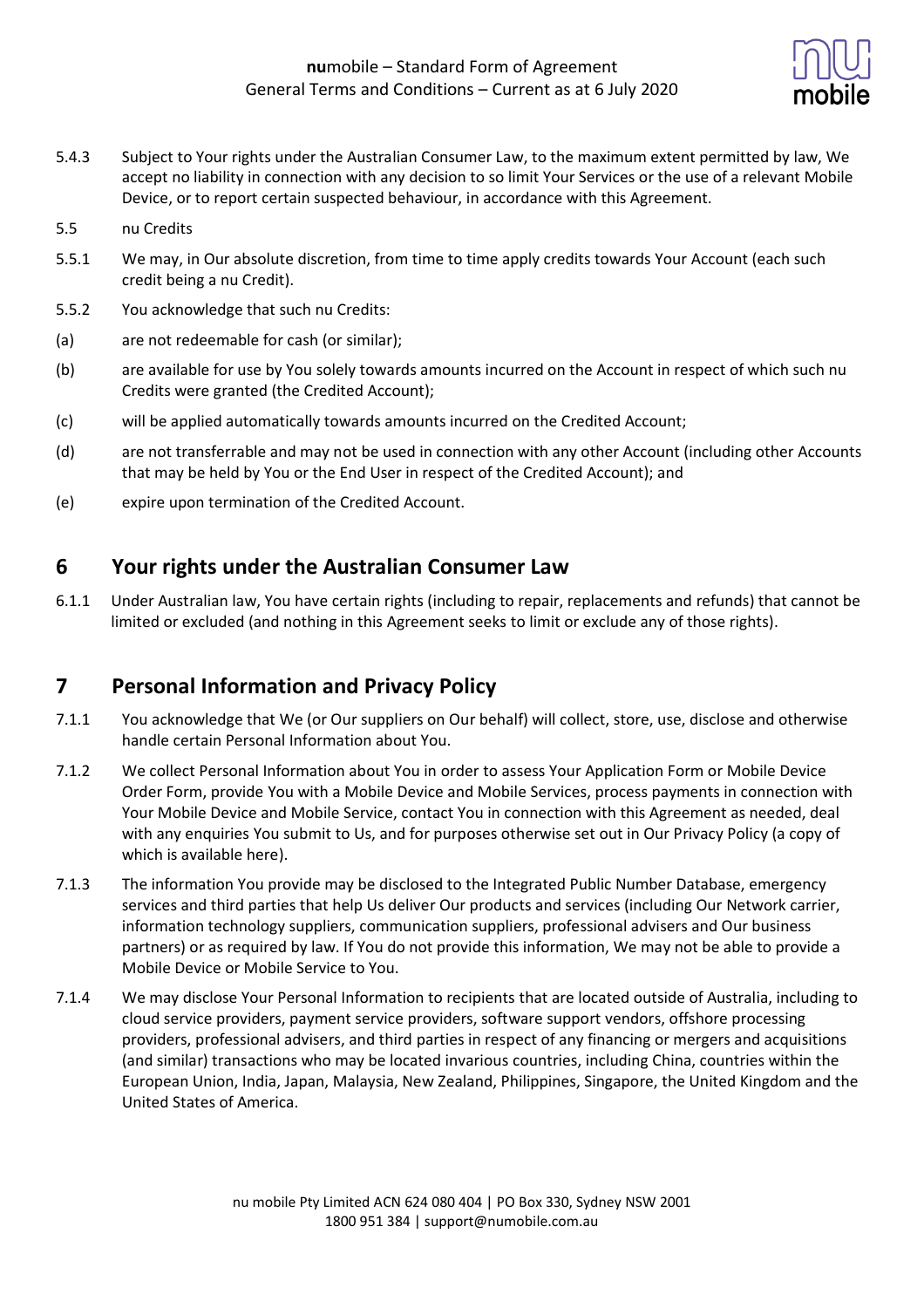5.4.3 Subject to Your rights under the Australian Consumer Law, to the maximum extent permitted by law, We accept no liability in connection with any decision to so limit Your Services or the use of a relevant Mobile Device, or to report certain suspected behaviour, in accordance with this Agreement.

5.5 nu Credits

5.5.1 We may, in Our absolute discretion, from time to time apply credits towards Your Account (each such credit being a nu Credit).

5.5.2 You acknowledge that such nu Credits:

(a) are not redeemable for cash (or similar);

(b) are available for use by You solely towards amounts incurred on the Account in respect of which such nu Credits were granted (the Credited Account);

(c) will be applied automatically towards amounts incurred on the Credited Account;

(d) are not transferrable and may not be used in connection with any other Account (including other Accounts that may be held by You or the End User in respect of the Credited Account); and

(e) expire upon termination of the Credited Account.

## 6 Your rights under the Australian Consumer Law

6.1.1 Under Australian law, You have certain rights (including to repair, replacements and refunds) that cannot be limited or excluded (and nothing in this Agreement seeks to limit or exclude any of those rights).

## 7 Personal Information and Privacy Policy

7.1.1 You acknowledge that We (or Our suppliers on Our behalf) will collect, store, use, disclose and otherwise handle certain Personal Information about You.

7.1.2 We collect Personal Information about You in order to assess Your Application Form or Mobile Device Order Form, provide You with a Mobile Device and Mobile Services, process payments in connection with Your Mobile Device and Mobile Service, contact You in connection with this Agreement as needed, deal with any enquiries You submit to Us, and for purposes otherwise set out in Our Privacy Policy (a copy of which is available here).

7.1.3 The information You provide may be disclosed to the Integrated Public Number Database, emergency services and third parties that help Us deliver Our products and services (including Our Network carrier, information technology suppliers, communication suppliers, professional advisers and Our business partners) or as required by law. If You do not provide this information, We may not be able to provide a Mobile Device or Mobile Service to You.

7.1.4 We may disclose Your Personal Information to recipients that are located outside of Australia, including to cloud service providers, payment service providers, software support vendors, offshore processing providers, professional advisers, and third parties in respect of any financing or mergers and acquisitions (and similar) transactions who may be located invarious countries, including China, countries within the European Union, India, Japan, Malaysia, New Zealand, Philippines, Singapore, the United Kingdom and the United States of America.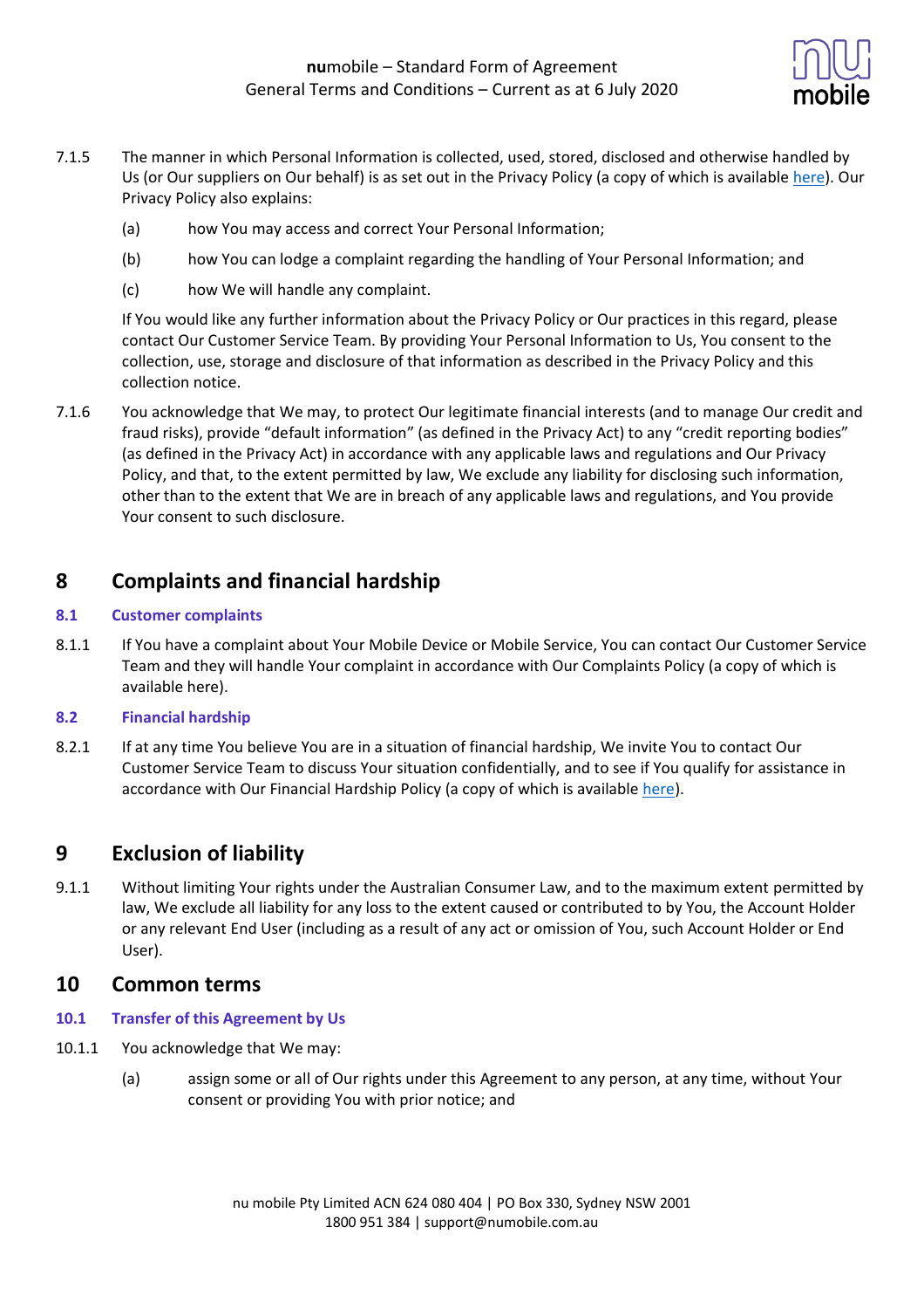7.1.5 The manner in which Personal Information is collected, used, stored, disclosed and otherwise handled by Us (or Our suppliers on Our behalf) is as set out in the Privacy Policy (a copy of which is available here). Our Privacy Policy also explains:

(a) how You may access and correct Your Personal Information;

(b) how You can lodge a complaint regarding the handling of Your Personal Information; and

(c) how We will handle any complaint.

If You would like any further information about the Privacy Policy or Our practices in this regard, please contact Our Customer Service Team. By providing Your Personal Information to Us, You consent to the collection, use, storage and disclosure of that information as described in the Privacy Policy and this collection notice.

7.1.6 You acknowledge that We may, to protect Our legitimate financial interests (and to manage Our credit and fraud risks), provide "default information" (as defined in the Privacy Act) to any "credit reporting bodies" (as defined in the Privacy Act) in accordance with any applicable laws and regulations and Our Privacy Policy, and that, to the extent permitted by law, We exclude any liability for disclosing such information, other than to the extent that We are in breach of any applicable laws and regulations, and You provide Your consent to such disclosure.

# 8 Complaints and financial hardship

## 8.1 Customer complaints

8.1.1 If You have a complaint about Your Mobile Device or Mobile Service, You can contact Our Customer Service Team and they will handle Your complaint in accordance with Our Complaints Policy (a copy of which is available here).

## 8.2 Financial hardship

8.2.1 If at any time You believe You are in a situation of financial hardship, We invite You to contact Our Customer Service Team to discuss Your situation confidentially, and to see if You qualify for assistance in accordance with Our Financial Hardship Policy (a copy of which is available here).

# 9 Exclusion of liability

9.1.1 Without limiting Your rights under the Australian Consumer Law, and to the maximum extent permitted by law, We exclude all liability for any loss to the extent caused or contributed to by You, the Account Holder or any relevant End User (including as a result of any act or omission of You, such Account Holder or End User).

# 10 Common terms

## 10.1 Transfer of this Agreement by Us

10.1.1 You acknowledge that We may:

(a) assign some or all of Our rights under this Agreement to any person, at any time, without Your consent or providing You with prior notice; and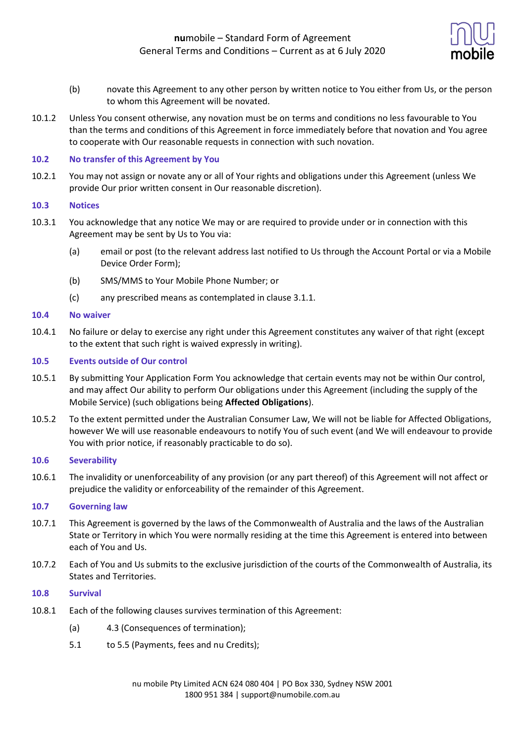(b) novate this Agreement to any other person by written notice to You either from Us, or the person to whom this Agreement will be novated.

10.1.2 Unless You consent otherwise, any novation must be on terms and conditions no less favourable to You than the terms and conditions of this Agreement in force immediately before that novation and You agree to cooperate with Our reasonable requests in connection with such novation.

### 10.2 No transfer of this Agreement by You

10.2.1 You may not assign or novate any or all of Your rights and obligations under this Agreement (unless We provide Our prior written consent in Our reasonable discretion).

### 10.3 Notices

10.3.1 You acknowledge that any notice We may or are required to provide under or in connection with this Agreement may be sent by Us to You via:

(a) email or post (to the relevant address last notified to Us through the Account Portal or via a Mobile Device Order Form);

(b) SMS/MMS to Your Mobile Phone Number; or

(c) any prescribed means as contemplated in clause 3.1.1.

### 10.4 No waiver

10.4.1 No failure or delay to exercise any right under this Agreement constitutes any waiver of that right (except to the extent that such right is waived expressly in writing).

### 10.5 Events outside of Our control

10.5.1 By submitting Your Application Form You acknowledge that certain events may not be within Our control, and may affect Our ability to perform Our obligations under this Agreement (including the supply of the Mobile Service) (such obligations being **Affected Obligations**).

10.5.2 To the extent permitted under the Australian Consumer Law, We will not be liable for Affected Obligations, however We will use reasonable endeavours to notify You of such event (and We will endeavour to provide You with prior notice, if reasonably practicable to do so).

### 10.6 Severability

10.6.1 The invalidity or unenforceability of any provision (or any part thereof) of this Agreement will not affect or prejudice the validity or enforceability of the remainder of this Agreement.

### 10.7 Governing law

10.7.1 This Agreement is governed by the laws of the Commonwealth of Australia and the laws of the Australian State or Territory in which You were normally residing at the time this Agreement is entered into between each of You and Us.

10.7.2 Each of You and Us submits to the exclusive jurisdiction of the courts of the Commonwealth of Australia, its States and Territories.

### 10.8 Survival

10.8.1 Each of the following clauses survives termination of this Agreement:

(a) 4.3 (Consequences of termination);

5.1 to 5.5 (Payments, fees and nu Credits);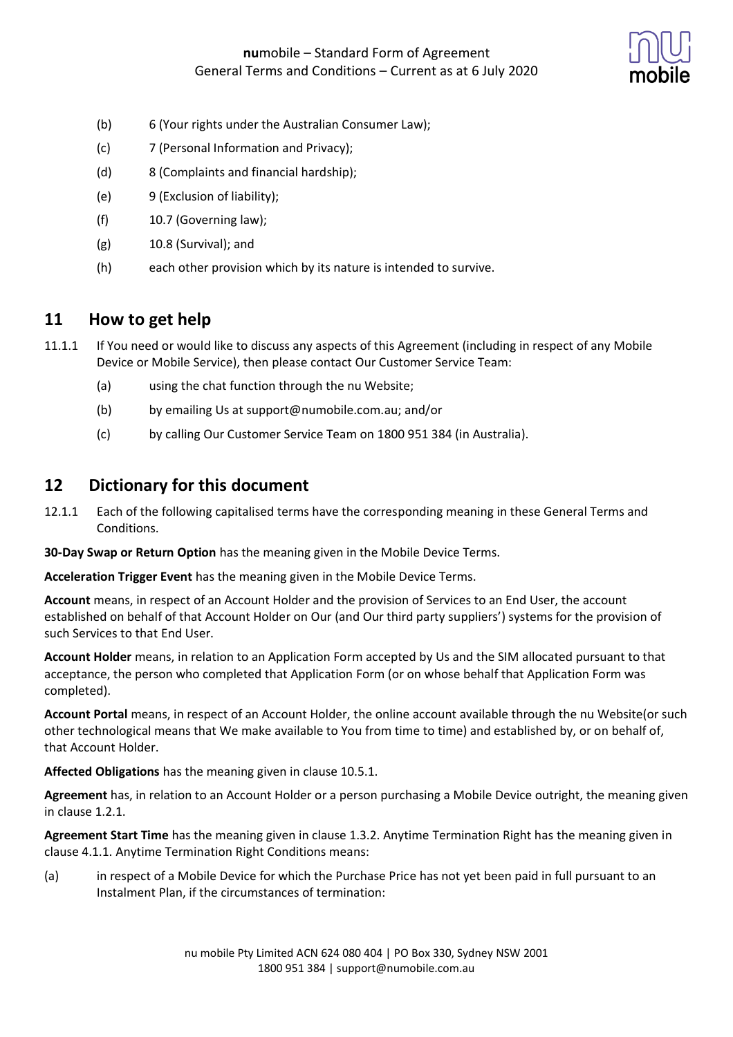(b) 6 (Your rights under the Australian Consumer Law);

(c) 7 (Personal Information and Privacy);

(d) 8 (Complaints and financial hardship);

(e) 9 (Exclusion of liability);

(f) 10.7 (Governing law);

(g) 10.8 (Survival); and

(h) each other provision which by its nature is intended to survive.

## 11 How to get help

11.1.1 If You need or would like to discuss any aspects of this Agreement (including in respect of any Mobile Device or Mobile Service), then please contact Our Customer Service Team:

(a) using the chat function through the nu Website;

(b) by emailing Us at support@numobile.com.au; and/or

(c) by calling Our Customer Service Team on 1800 951 384 (in Australia).

## 12 Dictionary for this document

12.1.1 Each of the following capitalised terms have the corresponding meaning in these General Terms and Conditions.

**30-Day Swap or Return Option** has the meaning given in the Mobile Device Terms.

**Acceleration Trigger Event** has the meaning given in the Mobile Device Terms.

**Account** means, in respect of an Account Holder and the provision of Services to an End User, the account established on behalf of that Account Holder on Our (and Our third party suppliers') systems for the provision of such Services to that End User.

**Account Holder** means, in relation to an Application Form accepted by Us and the SIM allocated pursuant to that acceptance, the person who completed that Application Form (or on whose behalf that Application Form was completed).

**Account Portal** means, in respect of an Account Holder, the online account available through the nu Website(or such other technological means that We make available to You from time to time) and established by, or on behalf of, that Account Holder.

**Affected Obligations** has the meaning given in clause 10.5.1.

**Agreement** has, in relation to an Account Holder or a person purchasing a Mobile Device outright, the meaning given in clause 1.2.1.

**Agreement Start Time** has the meaning given in clause 1.3.2. Anytime Termination Right has the meaning given in clause 4.1.1. Anytime Termination Right Conditions means:

(a) in respect of a Mobile Device for which the Purchase Price has not yet been paid in full pursuant to an Instalment Plan, if the circumstances of termination: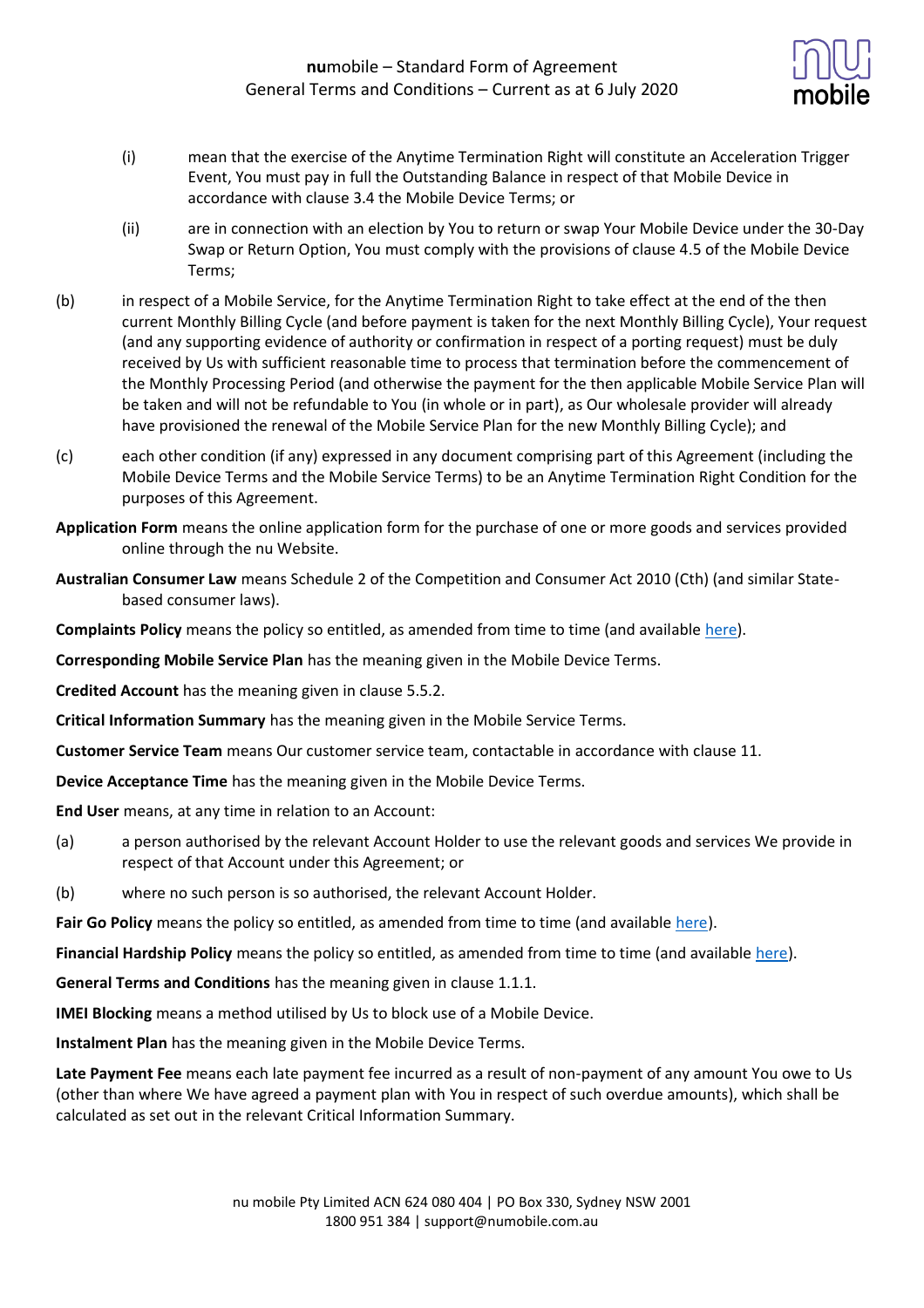(i) mean that the exercise of the Anytime Termination Right will constitute an Acceleration Trigger Event, You must pay in full the Outstanding Balance in respect of that Mobile Device in accordance with clause 3.4 the Mobile Device Terms; or

(ii) are in connection with an election by You to return or swap Your Mobile Device under the 30-Day Swap or Return Option, You must comply with the provisions of clause 4.5 of the Mobile Device Terms;

(b) in respect of a Mobile Service, for the Anytime Termination Right to take effect at the end of the then current Monthly Billing Cycle (and before payment is taken for the next Monthly Billing Cycle), Your request (and any supporting evidence of authority or confirmation in respect of a porting request) must be duly received by Us with sufficient reasonable time to process that termination before the commencement of the Monthly Processing Period (and otherwise the payment for the then applicable Mobile Service Plan will be taken and will not be refundable to You (in whole or in part), as Our wholesale provider will already have provisioned the renewal of the Mobile Service Plan for the new Monthly Billing Cycle); and

(c) each other condition (if any) expressed in any document comprising part of this Agreement (including the Mobile Device Terms and the Mobile Service Terms) to be an Anytime Termination Right Condition for the purposes of this Agreement.

**Application Form** means the online application form for the purchase of one or more goods and services provided online through the nu Website.

**Australian Consumer Law** means Schedule 2 of the Competition and Consumer Act 2010 (Cth) (and similar State-based consumer laws).

**Complaints Policy** means the policy so entitled, as amended from time to time (and available here).

**Corresponding Mobile Service Plan** has the meaning given in the Mobile Device Terms.

**Credited Account** has the meaning given in clause 5.5.2.

**Critical Information Summary** has the meaning given in the Mobile Service Terms.

**Customer Service Team** means Our customer service team, contactable in accordance with clause 11.

**Device Acceptance Time** has the meaning given in the Mobile Device Terms.

**End User** means, at any time in relation to an Account:

(a) a person authorised by the relevant Account Holder to use the relevant goods and services We provide in respect of that Account under this Agreement; or

(b) where no such person is so authorised, the relevant Account Holder.

**Fair Go Policy** means the policy so entitled, as amended from time to time (and available here).

**Financial Hardship Policy** means the policy so entitled, as amended from time to time (and available here).

**General Terms and Conditions** has the meaning given in clause 1.1.1.

**IMEI Blocking** means a method utilised by Us to block use of a Mobile Device.

**Instalment Plan** has the meaning given in the Mobile Device Terms.

**Late Payment Fee** means each late payment fee incurred as a result of non-payment of any amount You owe to Us (other than where We have agreed a payment plan with You in respect of such overdue amounts), which shall be calculated as set out in the relevant Critical Information Summary.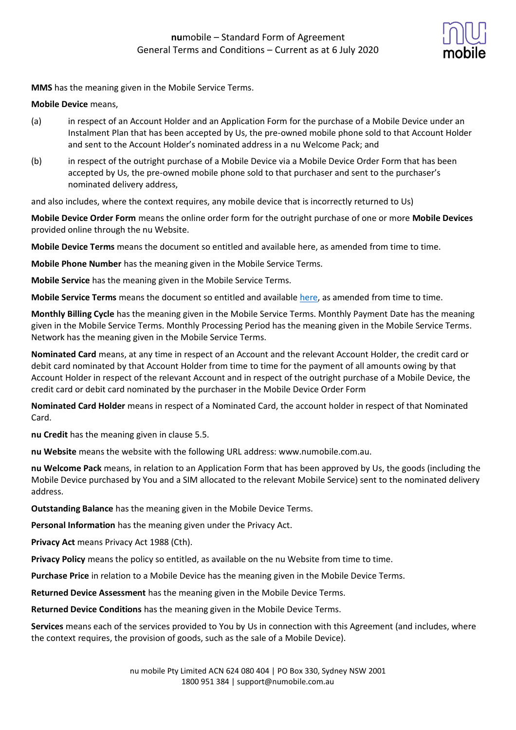**MMS** has the meaning given in the Mobile Service Terms.

**Mobile Device** means,

(a) in respect of an Account Holder and an Application Form for the purchase of a Mobile Device under an Instalment Plan that has been accepted by Us, the pre-owned mobile phone sold to that Account Holder and sent to the Account Holder's nominated address in a nu Welcome Pack; and

(b) in respect of the outright purchase of a Mobile Device via a Mobile Device Order Form that has been accepted by Us, the pre-owned mobile phone sold to that purchaser and sent to the purchaser's nominated delivery address,

and also includes, where the context requires, any mobile device that is incorrectly returned to Us)

**Mobile Device Order Form** means the online order form for the outright purchase of one or more **Mobile Devices** provided online through the nu Website.

**Mobile Device Terms** means the document so entitled and available here, as amended from time to time.

**Mobile Phone Number** has the meaning given in the Mobile Service Terms.

**Mobile Service** has the meaning given in the Mobile Service Terms.

**Mobile Service Terms** means the document so entitled and available here, as amended from time to time.

**Monthly Billing Cycle** has the meaning given in the Mobile Service Terms. Monthly Payment Date has the meaning given in the Mobile Service Terms. Monthly Processing Period has the meaning given in the Mobile Service Terms. Network has the meaning given in the Mobile Service Terms.

**Nominated Card** means, at any time in respect of an Account and the relevant Account Holder, the credit card or debit card nominated by that Account Holder from time to time for the payment of all amounts owing by that Account Holder in respect of the relevant Account and in respect of the outright purchase of a Mobile Device, the credit card or debit card nominated by the purchaser in the Mobile Device Order Form

**Nominated Card Holder** means in respect of a Nominated Card, the account holder in respect of that Nominated Card.

**nu Credit** has the meaning given in clause 5.5.

**nu Website** means the website with the following URL address: www.numobile.com.au.

**nu Welcome Pack** means, in relation to an Application Form that has been approved by Us, the goods (including the Mobile Device purchased by You and a SIM allocated to the relevant Mobile Service) sent to the nominated delivery address.

**Outstanding Balance** has the meaning given in the Mobile Device Terms.

**Personal Information** has the meaning given under the Privacy Act.

**Privacy Act** means Privacy Act 1988 (Cth).

**Privacy Policy** means the policy so entitled, as available on the nu Website from time to time.

**Purchase Price** in relation to a Mobile Device has the meaning given in the Mobile Device Terms.

**Returned Device Assessment** has the meaning given in the Mobile Device Terms.

**Returned Device Conditions** has the meaning given in the Mobile Device Terms.

**Services** means each of the services provided to You by Us in connection with this Agreement (and includes, where the context requires, the provision of goods, such as the sale of a Mobile Device).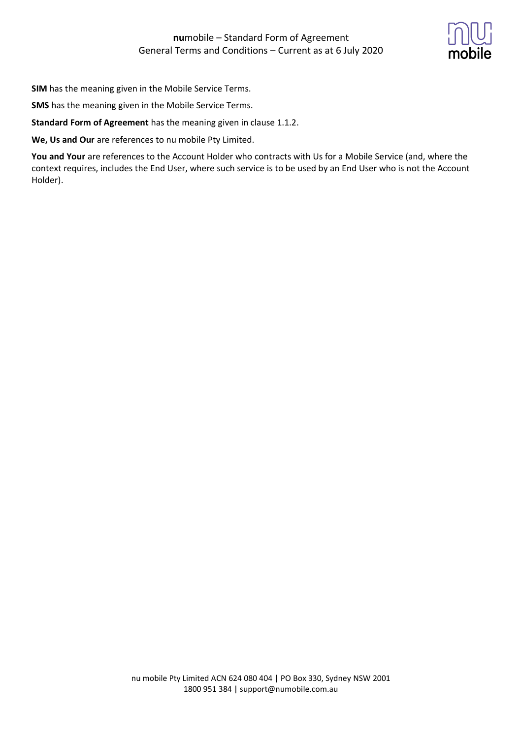**SIM** has the meaning given in the Mobile Service Terms.

**SMS** has the meaning given in the Mobile Service Terms.

**Standard Form of Agreement** has the meaning given in clause 1.1.2.

**We, Us and Our** are references to nu mobile Pty Limited.

**You and Your** are references to the Account Holder who contracts with Us for a Mobile Service (and, where the context requires, includes the End User, where such service is to be used by an End User who is not the Account Holder).